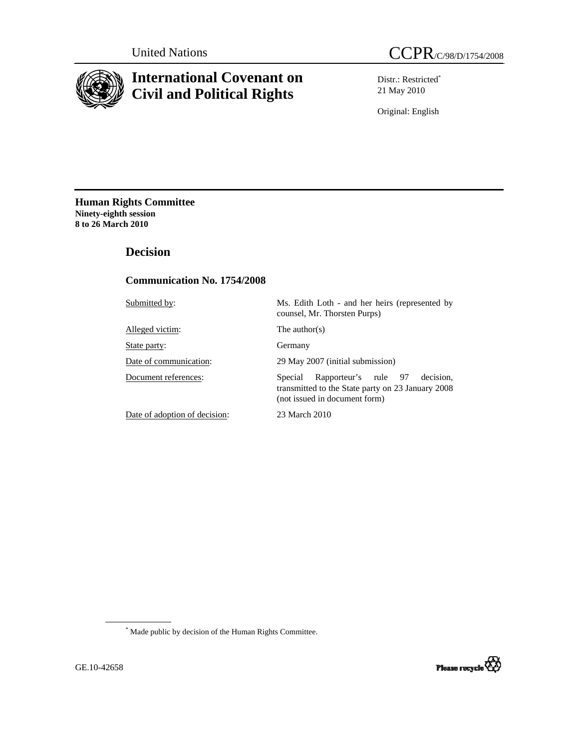United Nations

CCPR/C/98/D/1754/2008

# International Covenant on Civil and Political Rights

Distr.: Restricted[*]
21 May 2010

Original: English

**Human Rights Committee**
**Ninety-eighth session**
**8 to 26 March 2010**

## Decision

### Communication No. 1754/2008

| | |
|---|---|
| Submitted by: | Ms. Edith Loth - and her heirs (represented by counsel, Mr. Thorsten Purps) |
| Alleged victim: | The author(s) |
| State party: | Germany |
| Date of communication: | 29 May 2007 (initial submission) |
| Document references: | Special Rapporteur's rule 97 decision, transmitted to the State party on 23 January 2008 (not issued in document form) |
| Date of adoption of decision: | 23 March 2010 |

[*] Made public by decision of the Human Rights Committee.

GE.10-42658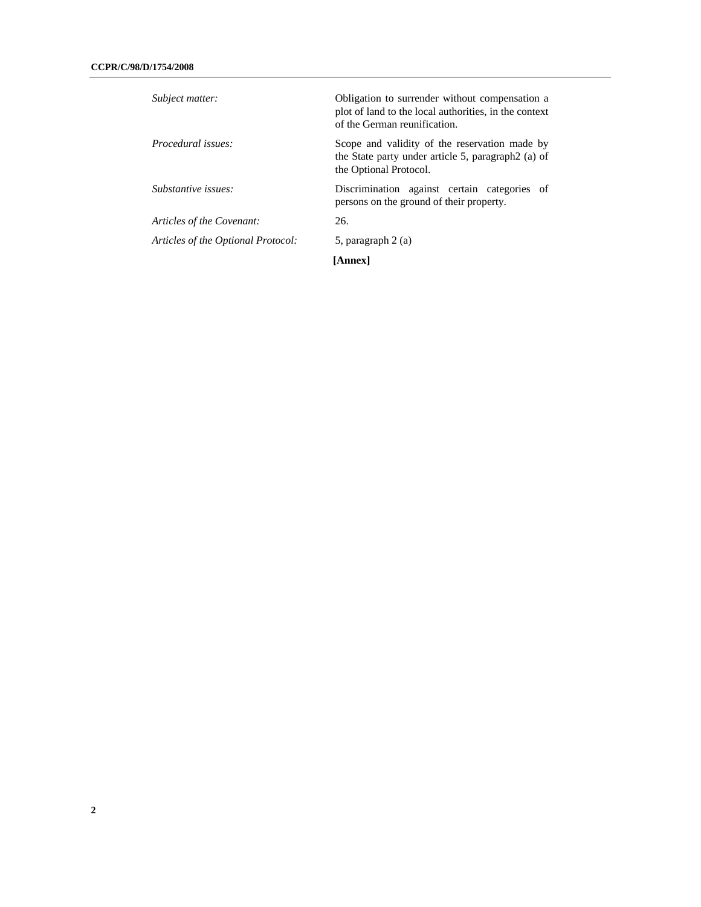| | |
|---|---|
| *Subject matter:* | Obligation to surrender without compensation a plot of land to the local authorities, in the context of the German reunification. |
| *Procedural issues:* | Scope and validity of the reservation made by the State party under article 5, paragraph2 (a) of the Optional Protocol. |
| *Substantive issues:* | Discrimination against certain categories of persons on the ground of their property. |
| *Articles of the Covenant:* | 26. |
| *Articles of the Optional Protocol:* | 5, paragraph 2 (a) |

**[Annex]**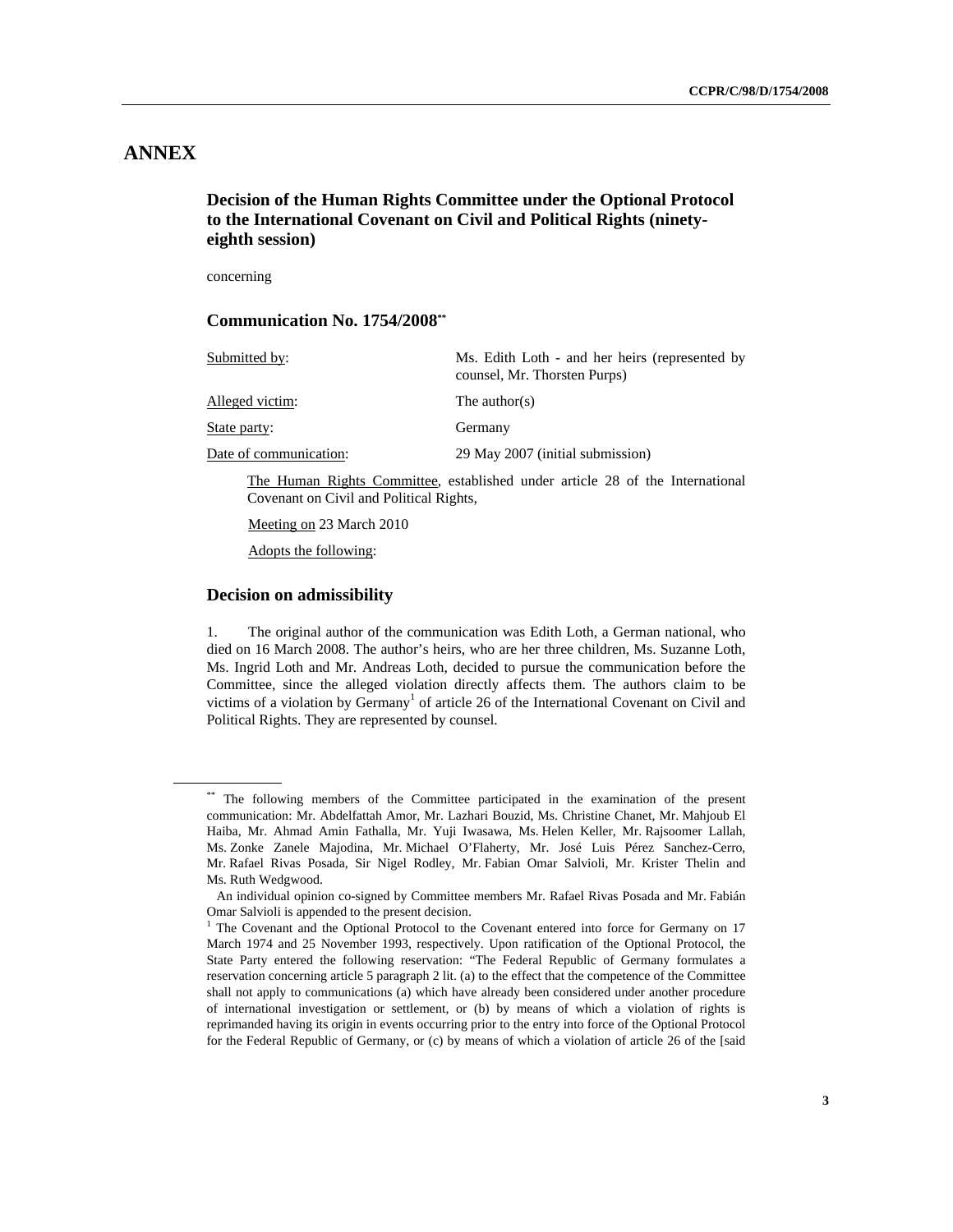# ANNEX

## Decision of the Human Rights Committee under the Optional Protocol to the International Covenant on Civil and Political Rights (ninety-eighth session)

concerning

## Communication No. 1754/2008[**]

| | |
|---|---|
| Submitted by: | Ms. Edith Loth - and her heirs (represented by counsel, Mr. Thorsten Purps) |
| Alleged victim: | The author(s) |
| State party: | Germany |
| Date of communication: | 29 May 2007 (initial submission) |

The Human Rights Committee, established under article 28 of the International Covenant on Civil and Political Rights,

Meeting on 23 March 2010

Adopts the following:

## Decision on admissibility

1. The original author of the communication was Edith Loth, a German national, who died on 16 March 2008. The author's heirs, who are her three children, Ms. Suzanne Loth, Ms. Ingrid Loth and Mr. Andreas Loth, decided to pursue the communication before the Committee, since the alleged violation directly affects them. The authors claim to be victims of a violation by Germany[1] of article 26 of the International Covenant on Civil and Political Rights. They are represented by counsel.

---

[**] The following members of the Committee participated in the examination of the present communication: Mr. Abdelfattah Amor, Mr. Lazhari Bouzid, Ms. Christine Chanet, Mr. Mahjoub El Haiba, Mr. Ahmad Amin Fathalla, Mr. Yuji Iwasawa, Ms. Helen Keller, Mr. Rajsoomer Lallah, Ms. Zonke Zanele Majodina, Mr. Michael O'Flaherty, Mr. José Luis Pérez Sanchez-Cerro, Mr. Rafael Rivas Posada, Sir Nigel Rodley, Mr. Fabian Omar Salvioli, Mr. Krister Thelin and Ms. Ruth Wedgwood.

An individual opinion co-signed by Committee members Mr. Rafael Rivas Posada and Mr. Fabián Omar Salvioli is appended to the present decision.

[1] The Covenant and the Optional Protocol to the Covenant entered into force for Germany on 17 March 1974 and 25 November 1993, respectively. Upon ratification of the Optional Protocol, the State Party entered the following reservation: "The Federal Republic of Germany formulates a reservation concerning article 5 paragraph 2 lit. (a) to the effect that the competence of the Committee shall not apply to communications (a) which have already been considered under another procedure of international investigation or settlement, or (b) by means of which a violation of rights is reprimanded having its origin in events occurring prior to the entry into force of the Optional Protocol for the Federal Republic of Germany, or (c) by means of which a violation of article 26 of the [said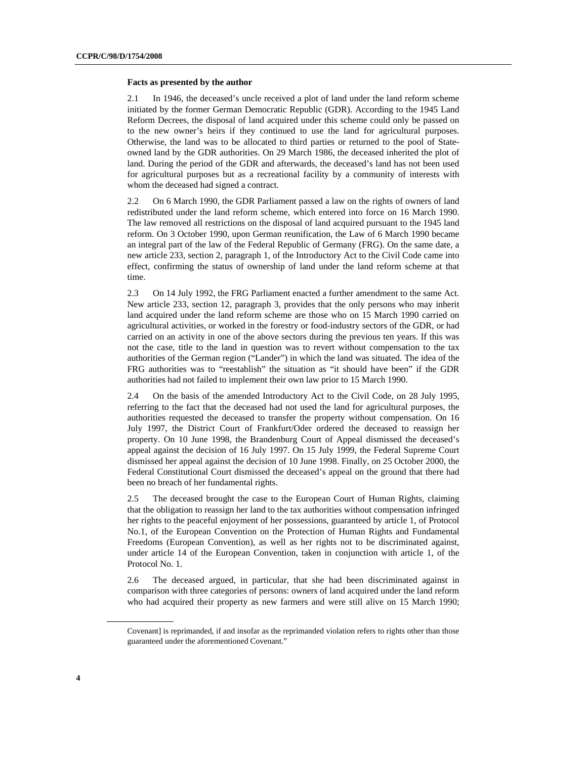**Facts as presented by the author**

2.1 In 1946, the deceased's uncle received a plot of land under the land reform scheme initiated by the former German Democratic Republic (GDR). According to the 1945 Land Reform Decrees, the disposal of land acquired under this scheme could only be passed on to the new owner's heirs if they continued to use the land for agricultural purposes. Otherwise, the land was to be allocated to third parties or returned to the pool of State-owned land by the GDR authorities. On 29 March 1986, the deceased inherited the plot of land. During the period of the GDR and afterwards, the deceased's land has not been used for agricultural purposes but as a recreational facility by a community of interests with whom the deceased had signed a contract.

2.2 On 6 March 1990, the GDR Parliament passed a law on the rights of owners of land redistributed under the land reform scheme, which entered into force on 16 March 1990. The law removed all restrictions on the disposal of land acquired pursuant to the 1945 land reform. On 3 October 1990, upon German reunification, the Law of 6 March 1990 became an integral part of the law of the Federal Republic of Germany (FRG). On the same date, a new article 233, section 2, paragraph 1, of the Introductory Act to the Civil Code came into effect, confirming the status of ownership of land under the land reform scheme at that time.

2.3 On 14 July 1992, the FRG Parliament enacted a further amendment to the same Act. New article 233, section 12, paragraph 3, provides that the only persons who may inherit land acquired under the land reform scheme are those who on 15 March 1990 carried on agricultural activities, or worked in the forestry or food-industry sectors of the GDR, or had carried on an activity in one of the above sectors during the previous ten years. If this was not the case, title to the land in question was to revert without compensation to the tax authorities of the German region ("Lander") in which the land was situated. The idea of the FRG authorities was to "reestablish" the situation as "it should have been" if the GDR authorities had not failed to implement their own law prior to 15 March 1990.

2.4 On the basis of the amended Introductory Act to the Civil Code, on 28 July 1995, referring to the fact that the deceased had not used the land for agricultural purposes, the authorities requested the deceased to transfer the property without compensation. On 16 July 1997, the District Court of Frankfurt/Oder ordered the deceased to reassign her property. On 10 June 1998, the Brandenburg Court of Appeal dismissed the deceased's appeal against the decision of 16 July 1997. On 15 July 1999, the Federal Supreme Court dismissed her appeal against the decision of 10 June 1998. Finally, on 25 October 2000, the Federal Constitutional Court dismissed the deceased's appeal on the ground that there had been no breach of her fundamental rights.

2.5 The deceased brought the case to the European Court of Human Rights, claiming that the obligation to reassign her land to the tax authorities without compensation infringed her rights to the peaceful enjoyment of her possessions, guaranteed by article 1, of Protocol No.1, of the European Convention on the Protection of Human Rights and Fundamental Freedoms (European Convention), as well as her rights not to be discriminated against, under article 14 of the European Convention, taken in conjunction with article 1, of the Protocol No. 1.

2.6 The deceased argued, in particular, that she had been discriminated against in comparison with three categories of persons: owners of land acquired under the land reform who had acquired their property as new farmers and were still alive on 15 March 1990;

Covenant] is reprimanded, if and insofar as the reprimanded violation refers to rights other than those guaranteed under the aforementioned Covenant."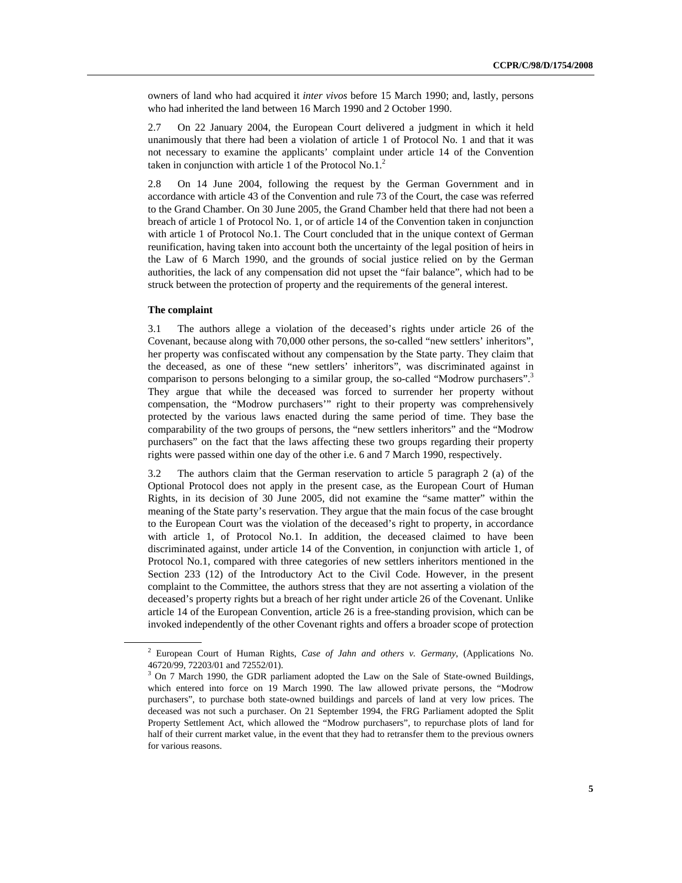owners of land who had acquired it *inter vivos* before 15 March 1990; and, lastly, persons who had inherited the land between 16 March 1990 and 2 October 1990.

2.7 On 22 January 2004, the European Court delivered a judgment in which it held unanimously that there had been a violation of article 1 of Protocol No. 1 and that it was not necessary to examine the applicants' complaint under article 14 of the Convention taken in conjunction with article 1 of the Protocol No.1.[2]

2.8 On 14 June 2004, following the request by the German Government and in accordance with article 43 of the Convention and rule 73 of the Court, the case was referred to the Grand Chamber. On 30 June 2005, the Grand Chamber held that there had not been a breach of article 1 of Protocol No. 1, or of article 14 of the Convention taken in conjunction with article 1 of Protocol No.1. The Court concluded that in the unique context of German reunification, having taken into account both the uncertainty of the legal position of heirs in the Law of 6 March 1990, and the grounds of social justice relied on by the German authorities, the lack of any compensation did not upset the "fair balance", which had to be struck between the protection of property and the requirements of the general interest.

**The complaint**

3.1 The authors allege a violation of the deceased's rights under article 26 of the Covenant, because along with 70,000 other persons, the so-called "new settlers' inheritors", her property was confiscated without any compensation by the State party. They claim that the deceased, as one of these "new settlers' inheritors", was discriminated against in comparison to persons belonging to a similar group, the so-called "Modrow purchasers".[3] They argue that while the deceased was forced to surrender her property without compensation, the "Modrow purchasers'" right to their property was comprehensively protected by the various laws enacted during the same period of time. They base the comparability of the two groups of persons, the "new settlers inheritors" and the "Modrow purchasers" on the fact that the laws affecting these two groups regarding their property rights were passed within one day of the other i.e. 6 and 7 March 1990, respectively.

3.2 The authors claim that the German reservation to article 5 paragraph 2 (a) of the Optional Protocol does not apply in the present case, as the European Court of Human Rights, in its decision of 30 June 2005, did not examine the "same matter" within the meaning of the State party's reservation. They argue that the main focus of the case brought to the European Court was the violation of the deceased's right to property, in accordance with article 1, of Protocol No.1. In addition, the deceased claimed to have been discriminated against, under article 14 of the Convention, in conjunction with article 1, of Protocol No.1, compared with three categories of new settlers inheritors mentioned in the Section 233 (12) of the Introductory Act to the Civil Code. However, in the present complaint to the Committee, the authors stress that they are not asserting a violation of the deceased's property rights but a breach of her right under article 26 of the Covenant. Unlike article 14 of the European Convention, article 26 is a free-standing provision, which can be invoked independently of the other Covenant rights and offers a broader scope of protection

---

[2] European Court of Human Rights, *Case of Jahn and others v. Germany*, (Applications No. 46720/99, 72203/01 and 72552/01).

[3] On 7 March 1990, the GDR parliament adopted the Law on the Sale of State-owned Buildings, which entered into force on 19 March 1990. The law allowed private persons, the "Modrow purchasers", to purchase both state-owned buildings and parcels of land at very low prices. The deceased was not such a purchaser. On 21 September 1994, the FRG Parliament adopted the Split Property Settlement Act, which allowed the "Modrow purchasers", to repurchase plots of land for half of their current market value, in the event that they had to retransfer them to the previous owners for various reasons.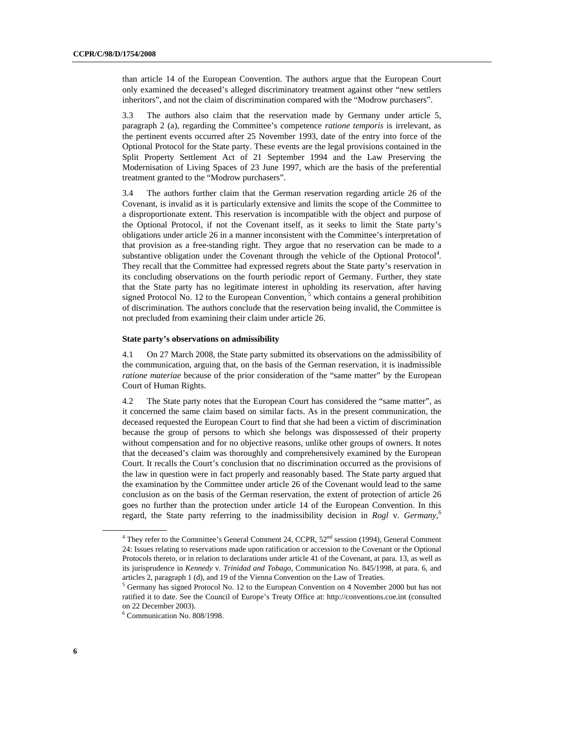than article 14 of the European Convention. The authors argue that the European Court only examined the deceased's alleged discriminatory treatment against other "new settlers inheritors", and not the claim of discrimination compared with the "Modrow purchasers".

3.3 The authors also claim that the reservation made by Germany under article 5, paragraph 2 (a), regarding the Committee's competence *ratione temporis* is irrelevant, as the pertinent events occurred after 25 November 1993, date of the entry into force of the Optional Protocol for the State party. These events are the legal provisions contained in the Split Property Settlement Act of 21 September 1994 and the Law Preserving the Modernisation of Living Spaces of 23 June 1997, which are the basis of the preferential treatment granted to the "Modrow purchasers".

3.4 The authors further claim that the German reservation regarding article 26 of the Covenant, is invalid as it is particularly extensive and limits the scope of the Committee to a disproportionate extent. This reservation is incompatible with the object and purpose of the Optional Protocol, if not the Covenant itself, as it seeks to limit the State party's obligations under article 26 in a manner inconsistent with the Committee's interpretation of that provision as a free-standing right. They argue that no reservation can be made to a substantive obligation under the Covenant through the vehicle of the Optional Protocol[4]. They recall that the Committee had expressed regrets about the State party's reservation in its concluding observations on the fourth periodic report of Germany. Further, they state that the State party has no legitimate interest in upholding its reservation, after having signed Protocol No. 12 to the European Convention,[5] which contains a general prohibition of discrimination. The authors conclude that the reservation being invalid, the Committee is not precluded from examining their claim under article 26.

**State party's observations on admissibility**

4.1 On 27 March 2008, the State party submitted its observations on the admissibility of the communication, arguing that, on the basis of the German reservation, it is inadmissible *ratione materiae* because of the prior consideration of the "same matter" by the European Court of Human Rights.

4.2 The State party notes that the European Court has considered the "same matter", as it concerned the same claim based on similar facts. As in the present communication, the deceased requested the European Court to find that she had been a victim of discrimination because the group of persons to which she belongs was dispossessed of their property without compensation and for no objective reasons, unlike other groups of owners. It notes that the deceased's claim was thoroughly and comprehensively examined by the European Court. It recalls the Court's conclusion that no discrimination occurred as the provisions of the law in question were in fact properly and reasonably based. The State party argued that the examination by the Committee under article 26 of the Covenant would lead to the same conclusion as on the basis of the German reservation, the extent of protection of article 26 goes no further than the protection under article 14 of the European Convention. In this regard, the State party referring to the inadmissibility decision in *Rogl* v. *Germany*,[6]

---

[4] They refer to the Committee's General Comment 24, CCPR, 52nd session (1994), General Comment 24: Issues relating to reservations made upon ratification or accession to the Covenant or the Optional Protocols thereto, or in relation to declarations under article 41 of the Covenant, at para. 13, as well as its jurisprudence in *Kennedy* v. *Trinidad and Tobago*, Communication No. 845/1998, at para. 6, and articles 2, paragraph 1 (d), and 19 of the Vienna Convention on the Law of Treaties.

[5] Germany has signed Protocol No. 12 to the European Convention on 4 November 2000 but has not ratified it to date. See the Council of Europe's Treaty Office at: http://conventions.coe.int (consulted on 22 December 2003).

[6] Communication No. 808/1998.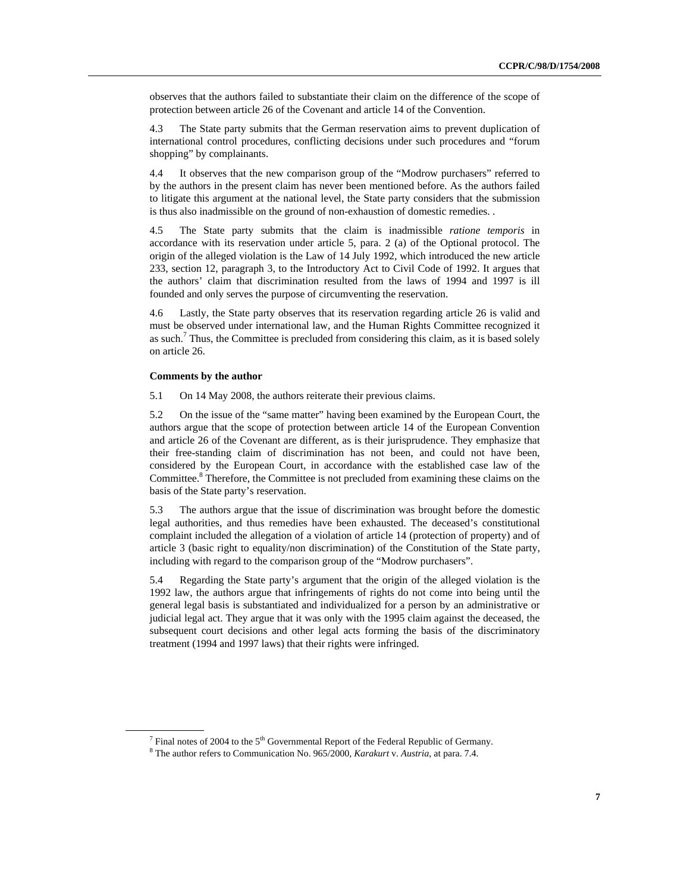observes that the authors failed to substantiate their claim on the difference of the scope of protection between article 26 of the Covenant and article 14 of the Convention.

4.3 The State party submits that the German reservation aims to prevent duplication of international control procedures, conflicting decisions under such procedures and "forum shopping" by complainants.

4.4 It observes that the new comparison group of the "Modrow purchasers" referred to by the authors in the present claim has never been mentioned before. As the authors failed to litigate this argument at the national level, the State party considers that the submission is thus also inadmissible on the ground of non-exhaustion of domestic remedies. .

4.5 The State party submits that the claim is inadmissible *ratione temporis* in accordance with its reservation under article 5, para. 2 (a) of the Optional protocol. The origin of the alleged violation is the Law of 14 July 1992, which introduced the new article 233, section 12, paragraph 3, to the Introductory Act to Civil Code of 1992. It argues that the authors' claim that discrimination resulted from the laws of 1994 and 1997 is ill founded and only serves the purpose of circumventing the reservation.

4.6 Lastly, the State party observes that its reservation regarding article 26 is valid and must be observed under international law, and the Human Rights Committee recognized it as such.[7] Thus, the Committee is precluded from considering this claim, as it is based solely on article 26.

**Comments by the author**

5.1 On 14 May 2008, the authors reiterate their previous claims.

5.2 On the issue of the "same matter" having been examined by the European Court, the authors argue that the scope of protection between article 14 of the European Convention and article 26 of the Covenant are different, as is their jurisprudence. They emphasize that their free-standing claim of discrimination has not been, and could not have been, considered by the European Court, in accordance with the established case law of the Committee.[8] Therefore, the Committee is not precluded from examining these claims on the basis of the State party's reservation.

5.3 The authors argue that the issue of discrimination was brought before the domestic legal authorities, and thus remedies have been exhausted. The deceased's constitutional complaint included the allegation of a violation of article 14 (protection of property) and of article 3 (basic right to equality/non discrimination) of the Constitution of the State party, including with regard to the comparison group of the "Modrow purchasers".

5.4 Regarding the State party's argument that the origin of the alleged violation is the 1992 law, the authors argue that infringements of rights do not come into being until the general legal basis is substantiated and individualized for a person by an administrative or judicial legal act. They argue that it was only with the 1995 claim against the deceased, the subsequent court decisions and other legal acts forming the basis of the discriminatory treatment (1994 and 1997 laws) that their rights were infringed.

---

[7] Final notes of 2004 to the 5th Governmental Report of the Federal Republic of Germany.

[8] The author refers to Communication No. 965/2000, *Karakurt* v. *Austria*, at para. 7.4.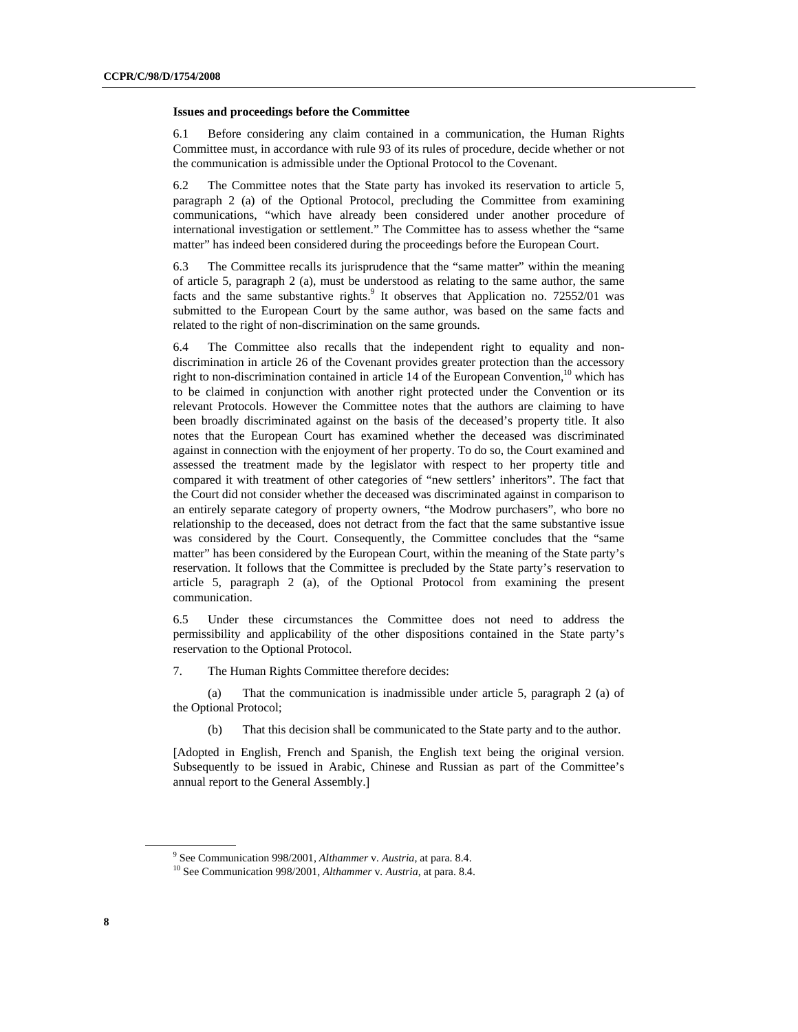**Issues and proceedings before the Committee**

6.1 Before considering any claim contained in a communication, the Human Rights Committee must, in accordance with rule 93 of its rules of procedure, decide whether or not the communication is admissible under the Optional Protocol to the Covenant.

6.2 The Committee notes that the State party has invoked its reservation to article 5, paragraph 2 (a) of the Optional Protocol, precluding the Committee from examining communications, "which have already been considered under another procedure of international investigation or settlement." The Committee has to assess whether the "same matter" has indeed been considered during the proceedings before the European Court.

6.3 The Committee recalls its jurisprudence that the "same matter" within the meaning of article 5, paragraph 2 (a), must be understood as relating to the same author, the same facts and the same substantive rights.[9] It observes that Application no. 72552/01 was submitted to the European Court by the same author, was based on the same facts and related to the right of non-discrimination on the same grounds.

6.4 The Committee also recalls that the independent right to equality and non-discrimination in article 26 of the Covenant provides greater protection than the accessory right to non-discrimination contained in article 14 of the European Convention,[10] which has to be claimed in conjunction with another right protected under the Convention or its relevant Protocols. However the Committee notes that the authors are claiming to have been broadly discriminated against on the basis of the deceased's property title. It also notes that the European Court has examined whether the deceased was discriminated against in connection with the enjoyment of her property. To do so, the Court examined and assessed the treatment made by the legislator with respect to her property title and compared it with treatment of other categories of "new settlers' inheritors". The fact that the Court did not consider whether the deceased was discriminated against in comparison to an entirely separate category of property owners, "the Modrow purchasers", who bore no relationship to the deceased, does not detract from the fact that the same substantive issue was considered by the Court. Consequently, the Committee concludes that the "same matter" has been considered by the European Court, within the meaning of the State party's reservation. It follows that the Committee is precluded by the State party's reservation to article 5, paragraph 2 (a), of the Optional Protocol from examining the present communication.

6.5 Under these circumstances the Committee does not need to address the permissibility and applicability of the other dispositions contained in the State party's reservation to the Optional Protocol.

7. The Human Rights Committee therefore decides:

(a) That the communication is inadmissible under article 5, paragraph 2 (a) of the Optional Protocol;

(b) That this decision shall be communicated to the State party and to the author.

[Adopted in English, French and Spanish, the English text being the original version. Subsequently to be issued in Arabic, Chinese and Russian as part of the Committee's annual report to the General Assembly.]

---

[9] See Communication 998/2001, *Althammer* v. *Austria*, at para. 8.4.

[10] See Communication 998/2001, *Althammer* v. *Austria*, at para. 8.4.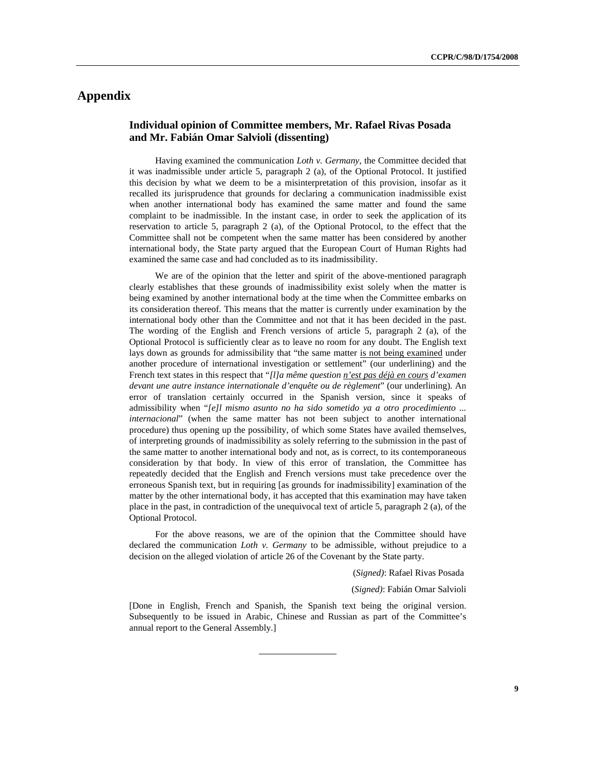# Appendix

## Individual opinion of Committee members, Mr. Rafael Rivas Posada and Mr. Fabián Omar Salvioli (dissenting)

Having examined the communication *Loth v. Germany*, the Committee decided that it was inadmissible under article 5, paragraph 2 (a), of the Optional Protocol. It justified this decision by what we deem to be a misinterpretation of this provision, insofar as it recalled its jurisprudence that grounds for declaring a communication inadmissible exist when another international body has examined the same matter and found the same complaint to be inadmissible. In the instant case, in order to seek the application of its reservation to article 5, paragraph 2 (a), of the Optional Protocol, to the effect that the Committee shall not be competent when the same matter has been considered by another international body, the State party argued that the European Court of Human Rights had examined the same case and had concluded as to its inadmissibility.

We are of the opinion that the letter and spirit of the above-mentioned paragraph clearly establishes that these grounds of inadmissibility exist solely when the matter is being examined by another international body at the time when the Committee embarks on its consideration thereof. This means that the matter is currently under examination by the international body other than the Committee and not that it has been decided in the past. The wording of the English and French versions of article 5, paragraph 2 (a), of the Optional Protocol is sufficiently clear as to leave no room for any doubt. The English text lays down as grounds for admissibility that "the same matter <u>is not being examined</u> under another procedure of international investigation or settlement" (our underlining) and the French text states in this respect that "*[l]a même question <u>n'est pas déjà en cours</u> d'examen devant une autre instance internationale d'enquête ou de règlement*" (our underlining). An error of translation certainly occurred in the Spanish version, since it speaks of admissibility when "*[e]l mismo asunto no ha sido sometido ya a otro procedimiento ... internacional*" (when the same matter has not been subject to another international procedure) thus opening up the possibility, of which some States have availed themselves, of interpreting grounds of inadmissibility as solely referring to the submission in the past of the same matter to another international body and not, as is correct, to its contemporaneous consideration by that body. In view of this error of translation, the Committee has repeatedly decided that the English and French versions must take precedence over the erroneous Spanish text, but in requiring [as grounds for inadmissibility] examination of the matter by the other international body, it has accepted that this examination may have taken place in the past, in contradiction of the unequivocal text of article 5, paragraph 2 (a), of the Optional Protocol.

For the above reasons, we are of the opinion that the Committee should have declared the communication *Loth v. Germany* to be admissible, without prejudice to a decision on the alleged violation of article 26 of the Covenant by the State party.

(*Signed)*: Rafael Rivas Posada

(*Signed)*: Fabián Omar Salvioli

[Done in English, French and Spanish, the Spanish text being the original version. Subsequently to be issued in Arabic, Chinese and Russian as part of the Committee's annual report to the General Assembly.]